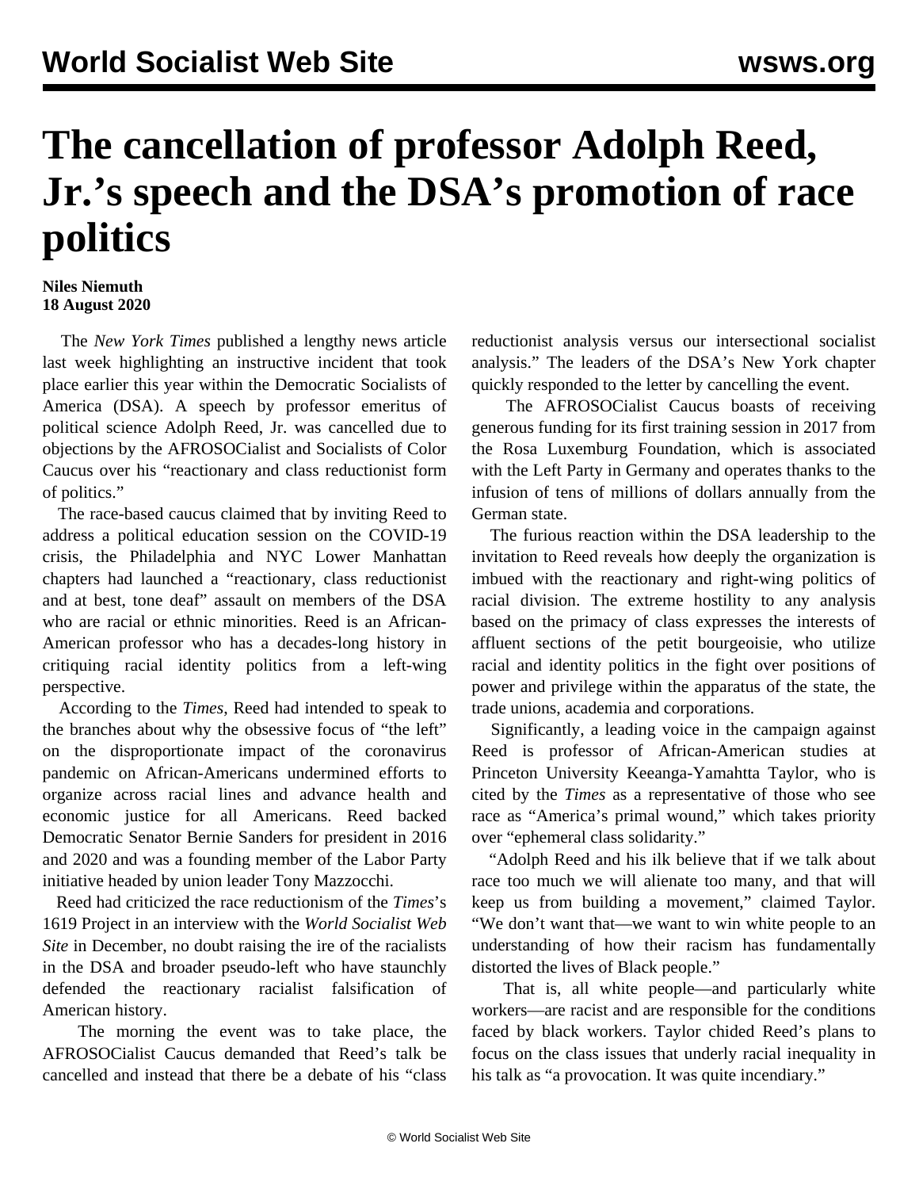# The cancellation of professor Adolph Reed, Jr.'s speech and the DSA's promotion of race politics

**Niles Niemuth**
**18 August 2020**

The *New York Times* published a lengthy news article last week highlighting an instructive incident that took place earlier this year within the Democratic Socialists of America (DSA). A speech by professor emeritus of political science Adolph Reed, Jr. was cancelled due to objections by the AFROSOCialist and Socialists of Color Caucus over his "reactionary and class reductionist form of politics."

The race-based caucus claimed that by inviting Reed to address a political education session on the COVID-19 crisis, the Philadelphia and NYC Lower Manhattan chapters had launched a "reactionary, class reductionist and at best, tone deaf" assault on members of the DSA who are racial or ethnic minorities. Reed is an African-American professor who has a decades-long history in critiquing racial identity politics from a left-wing perspective.

According to the *Times*, Reed had intended to speak to the branches about why the obsessive focus of "the left" on the disproportionate impact of the coronavirus pandemic on African-Americans undermined efforts to organize across racial lines and advance health and economic justice for all Americans. Reed backed Democratic Senator Bernie Sanders for president in 2016 and 2020 and was a founding member of the Labor Party initiative headed by union leader Tony Mazzocchi.

Reed had criticized the race reductionism of the *Times*'s 1619 Project in an interview with the *World Socialist Web Site* in December, no doubt raising the ire of the racialists in the DSA and broader pseudo-left who have staunchly defended the reactionary racialist falsification of American history.

The morning the event was to take place, the AFROSOCialist Caucus demanded that Reed's talk be cancelled and instead that there be a debate of his "class reductionist analysis versus our intersectional socialist analysis." The leaders of the DSA's New York chapter quickly responded to the letter by cancelling the event.

The AFROSOCialist Caucus boasts of receiving generous funding for its first training session in 2017 from the Rosa Luxemburg Foundation, which is associated with the Left Party in Germany and operates thanks to the infusion of tens of millions of dollars annually from the German state.

The furious reaction within the DSA leadership to the invitation to Reed reveals how deeply the organization is imbued with the reactionary and right-wing politics of racial division. The extreme hostility to any analysis based on the primacy of class expresses the interests of affluent sections of the petit bourgeoisie, who utilize racial and identity politics in the fight over positions of power and privilege within the apparatus of the state, the trade unions, academia and corporations.

Significantly, a leading voice in the campaign against Reed is professor of African-American studies at Princeton University Keeanga-Yamahtta Taylor, who is cited by the *Times* as a representative of those who see race as "America's primal wound," which takes priority over "ephemeral class solidarity."

"Adolph Reed and his ilk believe that if we talk about race too much we will alienate too many, and that will keep us from building a movement," claimed Taylor. "We don't want that—we want to win white people to an understanding of how their racism has fundamentally distorted the lives of Black people."

That is, all white people—and particularly white workers—are racist and are responsible for the conditions faced by black workers. Taylor chided Reed's plans to focus on the class issues that underly racial inequality in his talk as "a provocation. It was quite incendiary."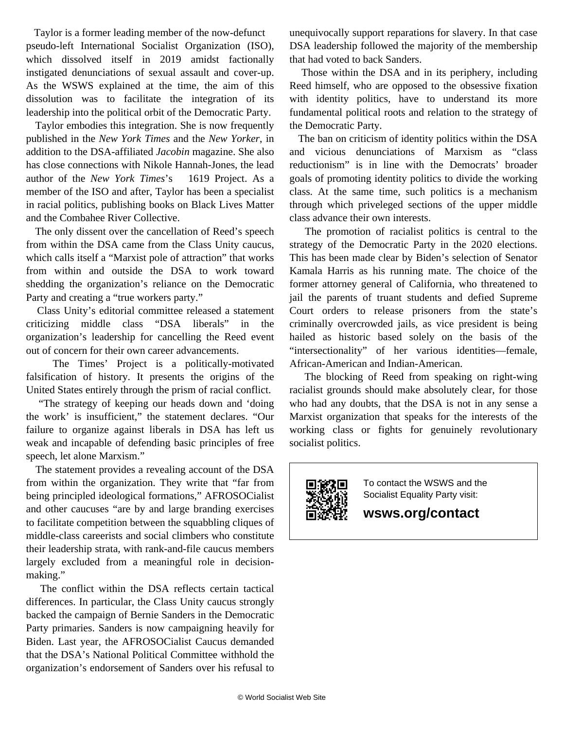Taylor is a former leading member of the now-defunct pseudo-left International Socialist Organization (ISO), which dissolved itself in 2019 amidst factionally instigated denunciations of sexual assault and cover-up. As the WSWS explained at the time, the aim of this dissolution was to facilitate the integration of its leadership into the political orbit of the Democratic Party.

Taylor embodies this integration. She is now frequently published in the *New York Times* and the *New Yorker*, in addition to the DSA-affiliated *Jacobin* magazine. She also has close connections with Nikole Hannah-Jones, the lead author of the *New York Times*'s 1619 Project. As a member of the ISO and after, Taylor has been a specialist in racial politics, publishing books on Black Lives Matter and the Combahee River Collective.

The only dissent over the cancellation of Reed's speech from within the DSA came from the Class Unity caucus, which calls itself a "Marxist pole of attraction" that works from within and outside the DSA to work toward shedding the organization's reliance on the Democratic Party and creating a "true workers party."

Class Unity's editorial committee released a statement criticizing middle class "DSA liberals" in the organization's leadership for cancelling the Reed event out of concern for their own career advancements.

The Times' Project is a politically-motivated falsification of history. It presents the origins of the United States entirely through the prism of racial conflict.

"The strategy of keeping our heads down and 'doing the work' is insufficient," the statement declares. "Our failure to organize against liberals in DSA has left us weak and incapable of defending basic principles of free speech, let alone Marxism."

The statement provides a revealing account of the DSA from within the organization. They write that "far from being principled ideological formations," AFROSOCialist and other caucuses "are by and large branding exercises to facilitate competition between the squabbling cliques of middle-class careerists and social climbers who constitute their leadership strata, with rank-and-file caucus members largely excluded from a meaningful role in decision-making."

The conflict within the DSA reflects certain tactical differences. In particular, the Class Unity caucus strongly backed the campaign of Bernie Sanders in the Democratic Party primaries. Sanders is now campaigning heavily for Biden. Last year, the AFROSOCialist Caucus demanded that the DSA's National Political Committee withhold the organization's endorsement of Sanders over his refusal to unequivocally support reparations for slavery. In that case DSA leadership followed the majority of the membership that had voted to back Sanders.

Those within the DSA and in its periphery, including Reed himself, who are opposed to the obsessive fixation with identity politics, have to understand its more fundamental political roots and relation to the strategy of the Democratic Party.

The ban on criticism of identity politics within the DSA and vicious denunciations of Marxism as "class reductionism" is in line with the Democrats' broader goals of promoting identity politics to divide the working class. At the same time, such politics is a mechanism through which priveleged sections of the upper middle class advance their own interests.

The promotion of racialist politics is central to the strategy of the Democratic Party in the 2020 elections. This has been made clear by Biden's selection of Senator Kamala Harris as his running mate. The choice of the former attorney general of California, who threatened to jail the parents of truant students and defied Supreme Court orders to release prisoners from the state's criminally overcrowded jails, as vice president is being hailed as historic based solely on the basis of the "intersectionality" of her various identities—female, African-American and Indian-American.

The blocking of Reed from speaking on right-wing racialist grounds should make absolutely clear, for those who had any doubts, that the DSA is not in any sense a Marxist organization that speaks for the interests of the working class or fights for genuinely revolutionary socialist politics.

To contact the WSWS and the Socialist Equality Party visit:

**wsws.org/contact**